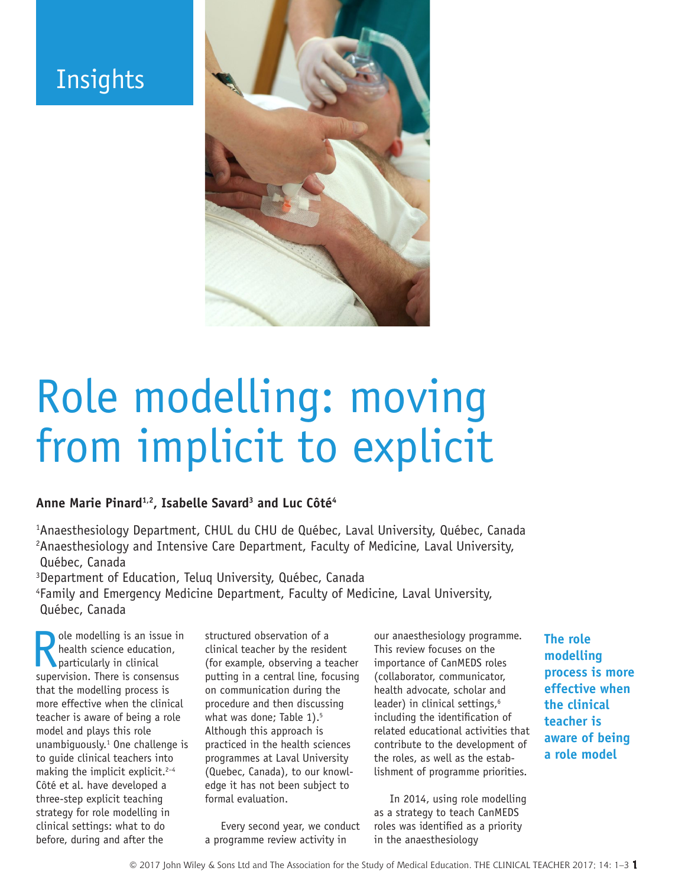Insights

# Role modelling: moving from implicit to explicit

**Anne Marie Pinard[1,2], Isabelle Savard[3] and Luc Côté[4]**

[1]Anaesthesiology Department, CHUL du CHU de Québec, Laval University, Québec, Canada
[2]Anaesthesiology and Intensive Care Department, Faculty of Medicine, Laval University, Québec, Canada
[3]Department of Education, Teluq University, Québec, Canada
[4]Family and Emergency Medicine Department, Faculty of Medicine, Laval University, Québec, Canada

Role modelling is an issue in health science education, particularly in clinical supervision. There is consensus that the modelling process is more effective when the clinical teacher is aware of being a role model and plays this role unambiguously.[1] One challenge is to guide clinical teachers into making the implicit explicit.[2–4] Côté et al. have developed a three-step explicit teaching strategy for role modelling in clinical settings: what to do before, during and after the structured observation of a clinical teacher by the resident (for example, observing a teacher putting in a central line, focusing on communication during the procedure and then discussing what was done; Table 1).[5] Although this approach is practiced in the health sciences programmes at Laval University (Quebec, Canada), to our knowledge it has not been subject to formal evaluation.

Every second year, we conduct a programme review activity in our anaesthesiology programme. This review focuses on the importance of CanMEDS roles (collaborator, communicator, health advocate, scholar and leader) in clinical settings,[6] including the identification of related educational activities that contribute to the development of the roles, as well as the establishment of programme priorities.

**The role modelling process is more effective when the clinical teacher is aware of being a role model**

In 2014, using role modelling as a strategy to teach CanMEDS roles was identified as a priority in the anaesthesiology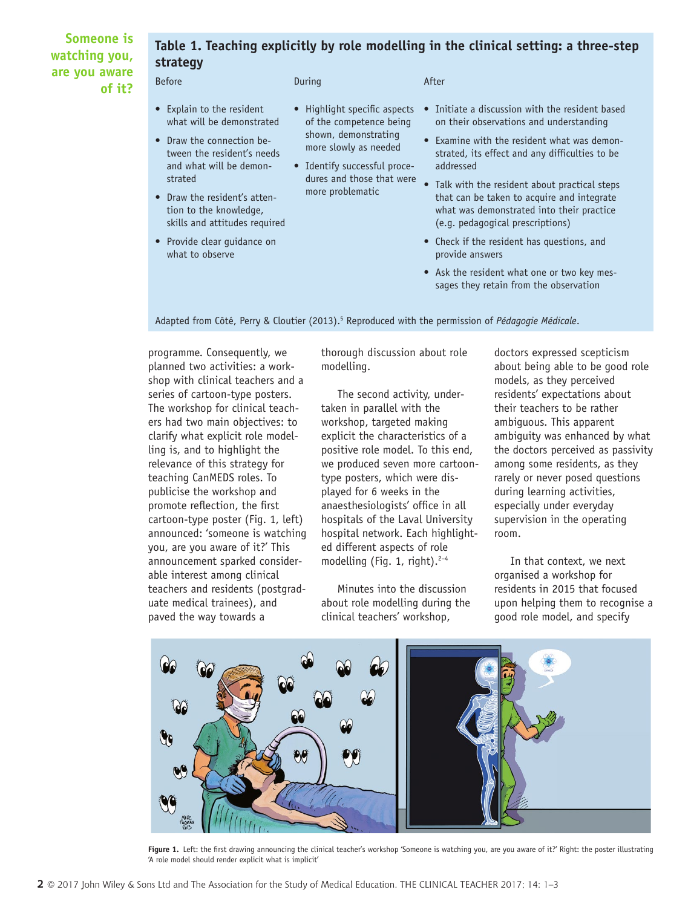**Someone is watching you, are you aware of it?**

## Table 1. Teaching explicitly by role modelling in the clinical setting: a three-step strategy

| Before | During | After |
|---|---|---|
| • Explain to the resident what will be demonstrated<br>• Draw the connection between the resident's needs and what will be demonstrated<br>• Draw the resident's attention to the knowledge, skills and attitudes required<br>• Provide clear guidance on what to observe | • Highlight specific aspects of the competence being shown, demonstrating more slowly as needed<br>• Identify successful procedures and those that were more problematic | • Initiate a discussion with the resident based on their observations and understanding<br>• Examine with the resident what was demonstrated, its effect and any difficulties to be addressed<br>• Talk with the resident about practical steps that can be taken to acquire and integrate what was demonstrated into their practice (e.g. pedagogical prescriptions)<br>• Check if the resident has questions, and provide answers<br>• Ask the resident what one or two key messages they retain from the observation |

Adapted from Côté, Perry & Cloutier (2013).[5] Reproduced with the permission of *Pédagogie Médicale*.

programme. Consequently, we planned two activities: a workshop with clinical teachers and a series of cartoon-type posters. The workshop for clinical teachers had two main objectives: to clarify what explicit role modelling is, and to highlight the relevance of this strategy for teaching CanMEDS roles. To publicise the workshop and promote reflection, the first cartoon-type poster (Fig. 1, left) announced: 'someone is watching you, are you aware of it?' This announcement sparked considerable interest among clinical teachers and residents (postgraduate medical trainees), and paved the way towards a thorough discussion about role modelling.

The second activity, undertaken in parallel with the workshop, targeted making explicit the characteristics of a positive role model. To this end, we produced seven more cartoon-type posters, which were displayed for 6 weeks in the anaesthesiologists' office in all hospitals of the Laval University hospital network. Each highlighted different aspects of role modelling (Fig. 1, right).[2–4]

Minutes into the discussion about role modelling during the clinical teachers' workshop, doctors expressed scepticism about being able to be good role models, as they perceived residents' expectations about their teachers to be rather ambiguous. This apparent ambiguity was enhanced by what the doctors perceived as passivity among some residents, as they rarely or never posed questions during learning activities, especially under everyday supervision in the operating room.

In that context, we next organised a workshop for residents in 2015 that focused upon helping them to recognise a good role model, and specify

**Figure 1.** Left: the first drawing announcing the clinical teacher's workshop 'Someone is watching you, are you aware of it?' Right: the poster illustrating 'A role model should render explicit what is implicit'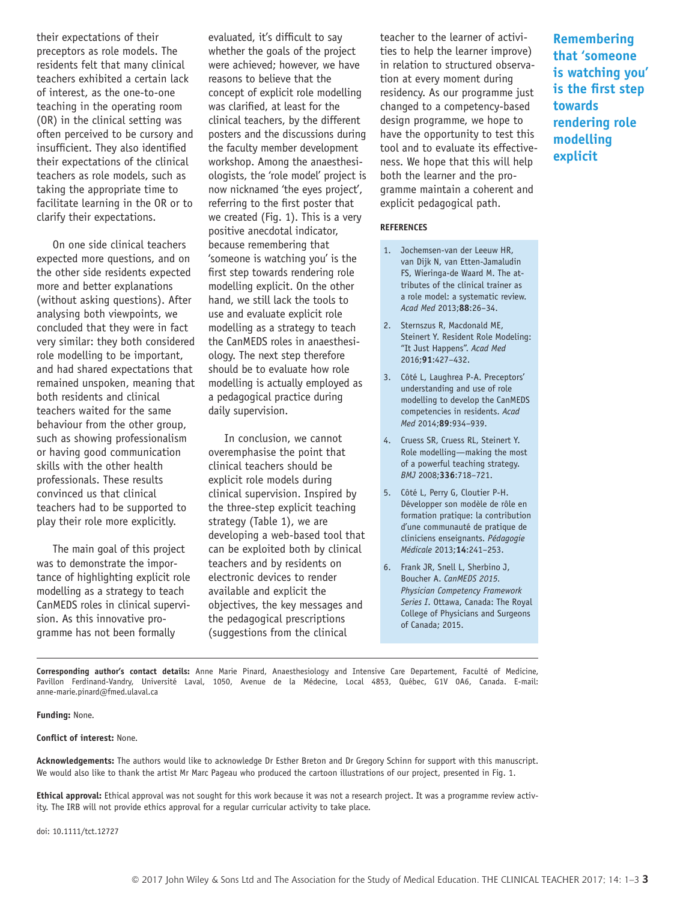their expectations of their preceptors as role models. The residents felt that many clinical teachers exhibited a certain lack of interest, as the one-to-one teaching in the operating room (OR) in the clinical setting was often perceived to be cursory and insufficient. They also identified their expectations of the clinical teachers as role models, such as taking the appropriate time to facilitate learning in the OR or to clarify their expectations.

On one side clinical teachers expected more questions, and on the other side residents expected more and better explanations (without asking questions). After analysing both viewpoints, we concluded that they were in fact very similar: they both considered role modelling to be important, and had shared expectations that remained unspoken, meaning that both residents and clinical teachers waited for the same behaviour from the other group, such as showing professionalism or having good communication skills with the other health professionals. These results convinced us that clinical teachers had to be supported to play their role more explicitly.

The main goal of this project was to demonstrate the importance of highlighting explicit role modelling as a strategy to teach CanMEDS roles in clinical supervision. As this innovative programme has not been formally evaluated, it's difficult to say whether the goals of the project were achieved; however, we have reasons to believe that the concept of explicit role modelling was clarified, at least for the clinical teachers, by the different posters and the discussions during the faculty member development workshop. Among the anaesthesiologists, the 'role model' project is now nicknamed 'the eyes project', referring to the first poster that we created (Fig. 1). This is a very positive anecdotal indicator, because remembering that 'someone is watching you' is the first step towards rendering role modelling explicit. On the other hand, we still lack the tools to use and evaluate explicit role modelling as a strategy to teach the CanMEDS roles in anaesthesiology. The next step therefore should be to evaluate how role modelling is actually employed as a pedagogical practice during daily supervision.

In conclusion, we cannot overemphasise the point that clinical teachers should be explicit role models during clinical supervision. Inspired by the three-step explicit teaching strategy (Table 1), we are developing a web-based tool that can be exploited both by clinical teachers and by residents on electronic devices to render available and explicit the objectives, the key messages and the pedagogical prescriptions (suggestions from the clinical teacher to the learner of activities to help the learner improve) in relation to structured observation at every moment during residency. As our programme just changed to a competency-based design programme, we hope to have the opportunity to test this tool and to evaluate its effectiveness. We hope that this will help both the learner and the programme maintain a coherent and explicit pedagogical path.

**Remembering that 'someone is watching you' is the first step towards rendering role modelling explicit**

## REFERENCES

1. Jochemsen-van der Leeuw HR, van Dijk N, van Etten-Jamaludin FS, Wieringa-de Waard M. The attributes of the clinical trainer as a role model: a systematic review. *Acad Med* 2013;**88**:26–34.
2. Sternszus R, Macdonald ME, Steinert Y. Resident Role Modeling: "It Just Happens". *Acad Med* 2016;**91**:427–432.
3. Côté L, Laughrea P-A. Preceptors' understanding and use of role modelling to develop the CanMEDS competencies in residents. *Acad Med* 2014;**89**:934–939.
4. Cruess SR, Cruess RL, Steinert Y. Role modelling—making the most of a powerful teaching strategy. *BMJ* 2008;**336**:718–721.
5. Côté L, Perry G, Cloutier P-H. Développer son modèle de rôle en formation pratique: la contribution d'une communauté de pratique de cliniciens enseignants. *Pédagogie Médicale* 2013;**14**:241–253.
6. Frank JR, Snell L, Sherbino J, Boucher A. *CanMEDS 2015. Physician Competency Framework Series I*. Ottawa, Canada: The Royal College of Physicians and Surgeons of Canada; 2015.

---

**Corresponding author's contact details:** Anne Marie Pinard, Anaesthesiology and Intensive Care Departement, Faculté of Medicine, Pavillon Ferdinand-Vandry, Université Laval, 1050, Avenue de la Médecine, Local 4853, Québec, G1V 0A6, Canada. E-mail: anne-marie.pinard@fmed.ulaval.ca

**Funding:** None.

**Conflict of interest:** None.

**Acknowledgements:** The authors would like to acknowledge Dr Esther Breton and Dr Gregory Schinn for support with this manuscript. We would also like to thank the artist Mr Marc Pageau who produced the cartoon illustrations of our project, presented in Fig. 1.

**Ethical approval:** Ethical approval was not sought for this work because it was not a research project. It was a programme review activity. The IRB will not provide ethics approval for a regular curricular activity to take place.

doi: 10.1111/tct.12727

© 2017 John Wiley & Sons Ltd and The Association for the Study of Medical Education.